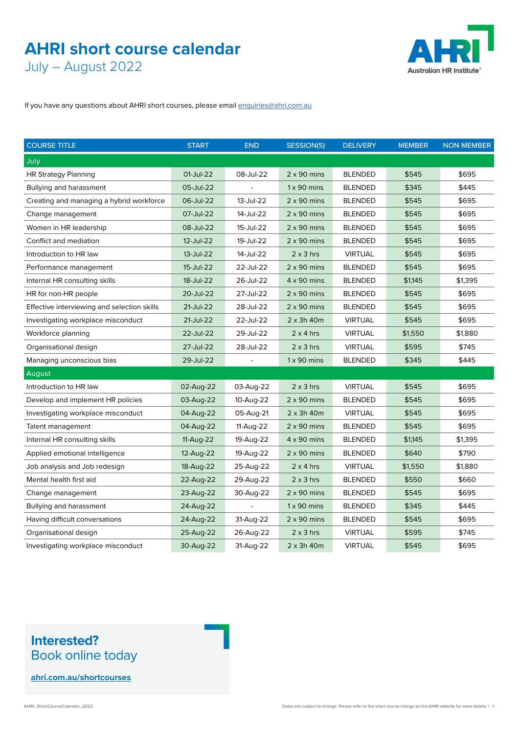# AHRI short course calendar

## July – August 2022

If you have any questions about AHRI short courses, please email enquiries@ahri.com.au

| COURSE TITLE | START | END | SESSION(S) | DELIVERY | MEMBER | NON MEMBER |
|---|---|---|---|---|---|---|
| **July** | | | | | | |
| HR Strategy Planning | 01-Jul-22 | 08-Jul-22 | 2 x 90 mins | BLENDED | $545 | $695 |
| Bullying and harassment | 05-Jul-22 | - | 1 x 90 mins | BLENDED | $345 | $445 |
| Creating and managing a hybrid workforce | 06-Jul-22 | 13-Jul-22 | 2 x 90 mins | BLENDED | $545 | $695 |
| Change management | 07-Jul-22 | 14-Jul-22 | 2 x 90 mins | BLENDED | $545 | $695 |
| Women in HR leadership | 08-Jul-22 | 15-Jul-22 | 2 x 90 mins | BLENDED | $545 | $695 |
| Conflict and mediation | 12-Jul-22 | 19-Jul-22 | 2 x 90 mins | BLENDED | $545 | $695 |
| Introduction to HR law | 13-Jul-22 | 14-Jul-22 | 2 x 3 hrs | VIRTUAL | $545 | $695 |
| Performance management | 15-Jul-22 | 22-Jul-22 | 2 x 90 mins | BLENDED | $545 | $695 |
| Internal HR consulting skills | 18-Jul-22 | 26-Jul-22 | 4 x 90 mins | BLENDED | $1,145 | $1,395 |
| HR for non-HR people | 20-Jul-22 | 27-Jul-22 | 2 x 90 mins | BLENDED | $545 | $695 |
| Effective interviewing and selection skills | 21-Jul-22 | 28-Jul-22 | 2 x 90 mins | BLENDED | $545 | $695 |
| Investigating workplace misconduct | 21-Jul-22 | 22-Jul-22 | 2 x 3h 40m | VIRTUAL | $545 | $695 |
| Workforce planning | 22-Jul-22 | 29-Jul-22 | 2 x 4 hrs | VIRTUAL | $1,550 | $1,880 |
| Organisational design | 27-Jul-22 | 28-Jul-22 | 2 x 3 hrs | VIRTUAL | $595 | $745 |
| Managing unconscious bias | 29-Jul-22 | - | 1 x 90 mins | BLENDED | $345 | $445 |
| **August** | | | | | | |
| Introduction to HR law | 02-Aug-22 | 03-Aug-22 | 2 x 3 hrs | VIRTUAL | $545 | $695 |
| Develop and implement HR policies | 03-Aug-22 | 10-Aug-22 | 2 x 90 mins | BLENDED | $545 | $695 |
| Investigating workplace misconduct | 04-Aug-22 | 05-Aug-21 | 2 x 3h 40m | VIRTUAL | $545 | $695 |
| Talent management | 04-Aug-22 | 11-Aug-22 | 2 x 90 mins | BLENDED | $545 | $695 |
| Internal HR consulting skills | 11-Aug-22 | 19-Aug-22 | 4 x 90 mins | BLENDED | $1,145 | $1,395 |
| Applied emotional intelligence | 12-Aug-22 | 19-Aug-22 | 2 x 90 mins | BLENDED | $640 | $790 |
| Job analysis and Job redesign | 18-Aug-22 | 25-Aug-22 | 2 x 4 hrs | VIRTUAL | $1,550 | $1,880 |
| Mental health first aid | 22-Aug-22 | 29-Aug-22 | 2 x 3 hrs | BLENDED | $550 | $660 |
| Change management | 23-Aug-22 | 30-Aug-22 | 2 x 90 mins | BLENDED | $545 | $695 |
| Bullying and harassment | 24-Aug-22 | - | 1 x 90 mins | BLENDED | $345 | $445 |
| Having difficult conversations | 24-Aug-22 | 31-Aug-22 | 2 x 90 mins | BLENDED | $545 | $695 |
| Organisational design | 25-Aug-22 | 26-Aug-22 | 2 x 3 hrs | VIRTUAL | $595 | $745 |
| Investigating workplace misconduct | 30-Aug-22 | 31-Aug-22 | 2 x 3h 40m | VIRTUAL | $545 | $695 |

**Interested?**
Book online today

**ahri.com.au/shortcourses**

Dates are subject to change. Please refer to the short course listings on the AHRI website for more details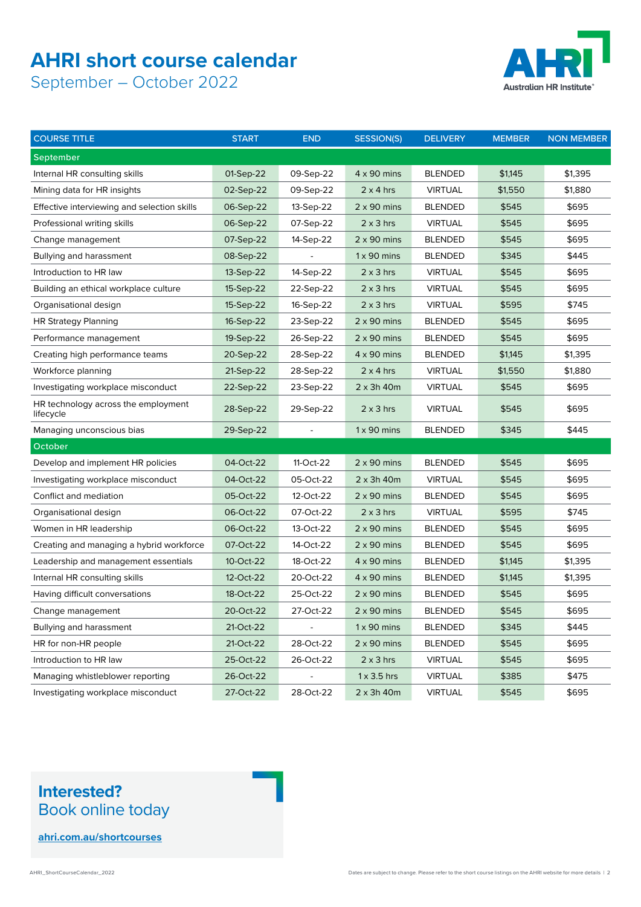# AHRI short course calendar

## September – October 2022

| COURSE TITLE | START | END | SESSION(S) | DELIVERY | MEMBER | NON MEMBER |
|---|---|---|---|---|---|---|
| **September** | | | | | | |
| Internal HR consulting skills | 01-Sep-22 | 09-Sep-22 | 4 x 90 mins | BLENDED | $1,145 | $1,395 |
| Mining data for HR insights | 02-Sep-22 | 09-Sep-22 | 2 x 4 hrs | VIRTUAL | $1,550 | $1,880 |
| Effective interviewing and selection skills | 06-Sep-22 | 13-Sep-22 | 2 x 90 mins | BLENDED | $545 | $695 |
| Professional writing skills | 06-Sep-22 | 07-Sep-22 | 2 x 3 hrs | VIRTUAL | $545 | $695 |
| Change management | 07-Sep-22 | 14-Sep-22 | 2 x 90 mins | BLENDED | $545 | $695 |
| Bullying and harassment | 08-Sep-22 | - | 1 x 90 mins | BLENDED | $345 | $445 |
| Introduction to HR law | 13-Sep-22 | 14-Sep-22 | 2 x 3 hrs | VIRTUAL | $545 | $695 |
| Building an ethical workplace culture | 15-Sep-22 | 22-Sep-22 | 2 x 3 hrs | VIRTUAL | $545 | $695 |
| Organisational design | 15-Sep-22 | 16-Sep-22 | 2 x 3 hrs | VIRTUAL | $595 | $745 |
| HR Strategy Planning | 16-Sep-22 | 23-Sep-22 | 2 x 90 mins | BLENDED | $545 | $695 |
| Performance management | 19-Sep-22 | 26-Sep-22 | 2 x 90 mins | BLENDED | $545 | $695 |
| Creating high performance teams | 20-Sep-22 | 28-Sep-22 | 4 x 90 mins | BLENDED | $1,145 | $1,395 |
| Workforce planning | 21-Sep-22 | 28-Sep-22 | 2 x 4 hrs | VIRTUAL | $1,550 | $1,880 |
| Investigating workplace misconduct | 22-Sep-22 | 23-Sep-22 | 2 x 3h 40m | VIRTUAL | $545 | $695 |
| HR technology across the employment lifecycle | 28-Sep-22 | 29-Sep-22 | 2 x 3 hrs | VIRTUAL | $545 | $695 |
| Managing unconscious bias | 29-Sep-22 | - | 1 x 90 mins | BLENDED | $345 | $445 |
| **October** | | | | | | |
| Develop and implement HR policies | 04-Oct-22 | 11-Oct-22 | 2 x 90 mins | BLENDED | $545 | $695 |
| Investigating workplace misconduct | 04-Oct-22 | 05-Oct-22 | 2 x 3h 40m | VIRTUAL | $545 | $695 |
| Conflict and mediation | 05-Oct-22 | 12-Oct-22 | 2 x 90 mins | BLENDED | $545 | $695 |
| Organisational design | 06-Oct-22 | 07-Oct-22 | 2 x 3 hrs | VIRTUAL | $595 | $745 |
| Women in HR leadership | 06-Oct-22 | 13-Oct-22 | 2 x 90 mins | BLENDED | $545 | $695 |
| Creating and managing a hybrid workforce | 07-Oct-22 | 14-Oct-22 | 2 x 90 mins | BLENDED | $545 | $695 |
| Leadership and management essentials | 10-Oct-22 | 18-Oct-22 | 4 x 90 mins | BLENDED | $1,145 | $1,395 |
| Internal HR consulting skills | 12-Oct-22 | 20-Oct-22 | 4 x 90 mins | BLENDED | $1,145 | $1,395 |
| Having difficult conversations | 18-Oct-22 | 25-Oct-22 | 2 x 90 mins | BLENDED | $545 | $695 |
| Change management | 20-Oct-22 | 27-Oct-22 | 2 x 90 mins | BLENDED | $545 | $695 |
| Bullying and harassment | 21-Oct-22 | - | 1 x 90 mins | BLENDED | $345 | $445 |
| HR for non-HR people | 21-Oct-22 | 28-Oct-22 | 2 x 90 mins | BLENDED | $545 | $695 |
| Introduction to HR law | 25-Oct-22 | 26-Oct-22 | 2 x 3 hrs | VIRTUAL | $545 | $695 |
| Managing whistleblower reporting | 26-Oct-22 | - | 1 x 3.5 hrs | VIRTUAL | $385 | $475 |
| Investigating workplace misconduct | 27-Oct-22 | 28-Oct-22 | 2 x 3h 40m | VIRTUAL | $545 | $695 |

**Interested?**
Book online today

ahri.com.au/shortcourses

Dates are subject to change. Please refer to the short course listings on the AHRI website for more details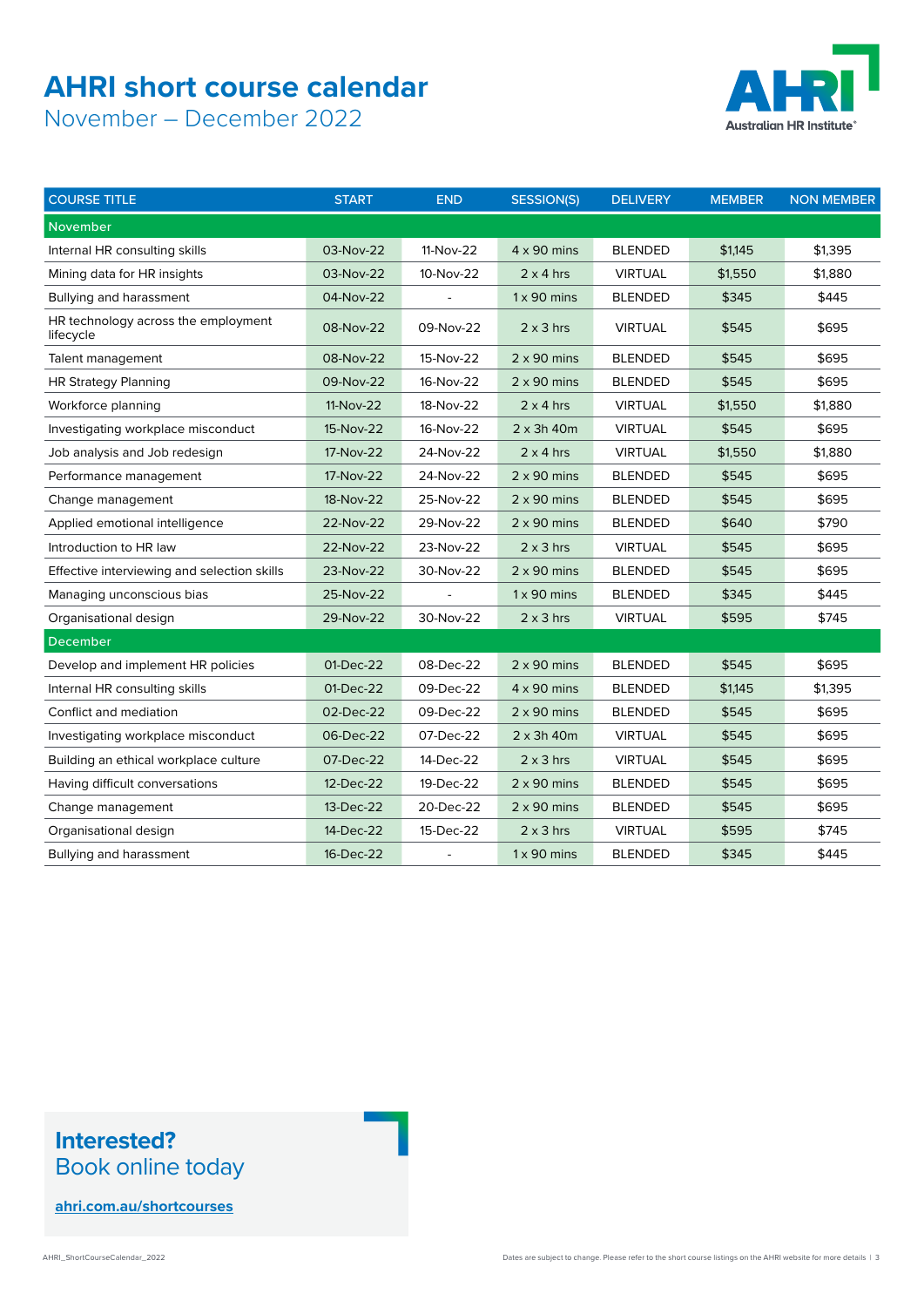# AHRI short course calendar

## November – December 2022

| COURSE TITLE | START | END | SESSION(S) | DELIVERY | MEMBER | NON MEMBER |
|---|---|---|---|---|---|---|
| **November** | | | | | | |
| Internal HR consulting skills | 03-Nov-22 | 11-Nov-22 | 4 x 90 mins | BLENDED | $1,145 | $1,395 |
| Mining data for HR insights | 03-Nov-22 | 10-Nov-22 | 2 x 4 hrs | VIRTUAL | $1,550 | $1,880 |
| Bullying and harassment | 04-Nov-22 | - | 1 x 90 mins | BLENDED | $345 | $445 |
| HR technology across the employment lifecycle | 08-Nov-22 | 09-Nov-22 | 2 x 3 hrs | VIRTUAL | $545 | $695 |
| Talent management | 08-Nov-22 | 15-Nov-22 | 2 x 90 mins | BLENDED | $545 | $695 |
| HR Strategy Planning | 09-Nov-22 | 16-Nov-22 | 2 x 90 mins | BLENDED | $545 | $695 |
| Workforce planning | 11-Nov-22 | 18-Nov-22 | 2 x 4 hrs | VIRTUAL | $1,550 | $1,880 |
| Investigating workplace misconduct | 15-Nov-22 | 16-Nov-22 | 2 x 3h 40m | VIRTUAL | $545 | $695 |
| Job analysis and Job redesign | 17-Nov-22 | 24-Nov-22 | 2 x 4 hrs | VIRTUAL | $1,550 | $1,880 |
| Performance management | 17-Nov-22 | 24-Nov-22 | 2 x 90 mins | BLENDED | $545 | $695 |
| Change management | 18-Nov-22 | 25-Nov-22 | 2 x 90 mins | BLENDED | $545 | $695 |
| Applied emotional intelligence | 22-Nov-22 | 29-Nov-22 | 2 x 90 mins | BLENDED | $640 | $790 |
| Introduction to HR law | 22-Nov-22 | 23-Nov-22 | 2 x 3 hrs | VIRTUAL | $545 | $695 |
| Effective interviewing and selection skills | 23-Nov-22 | 30-Nov-22 | 2 x 90 mins | BLENDED | $545 | $695 |
| Managing unconscious bias | 25-Nov-22 | - | 1 x 90 mins | BLENDED | $345 | $445 |
| Organisational design | 29-Nov-22 | 30-Nov-22 | 2 x 3 hrs | VIRTUAL | $595 | $745 |
| **December** | | | | | | |
| Develop and implement HR policies | 01-Dec-22 | 08-Dec-22 | 2 x 90 mins | BLENDED | $545 | $695 |
| Internal HR consulting skills | 01-Dec-22 | 09-Dec-22 | 4 x 90 mins | BLENDED | $1,145 | $1,395 |
| Conflict and mediation | 02-Dec-22 | 09-Dec-22 | 2 x 90 mins | BLENDED | $545 | $695 |
| Investigating workplace misconduct | 06-Dec-22 | 07-Dec-22 | 2 x 3h 40m | VIRTUAL | $545 | $695 |
| Building an ethical workplace culture | 07-Dec-22 | 14-Dec-22 | 2 x 3 hrs | VIRTUAL | $545 | $695 |
| Having difficult conversations | 12-Dec-22 | 19-Dec-22 | 2 x 90 mins | BLENDED | $545 | $695 |
| Change management | 13-Dec-22 | 20-Dec-22 | 2 x 90 mins | BLENDED | $545 | $695 |
| Organisational design | 14-Dec-22 | 15-Dec-22 | 2 x 3 hrs | VIRTUAL | $595 | $745 |
| Bullying and harassment | 16-Dec-22 | - | 1 x 90 mins | BLENDED | $345 | $445 |

**Interested?**
Book online today

ahri.com.au/shortcourses

Dates are subject to change. Please refer to the short course listings on the AHRI website for more details